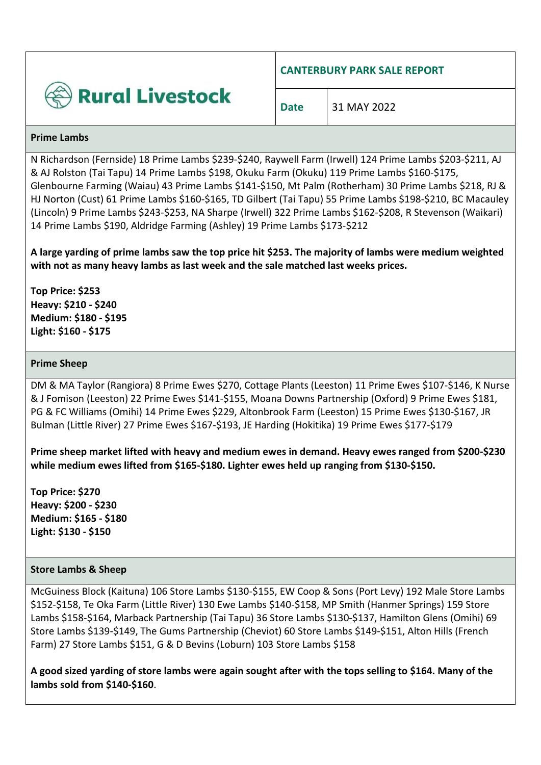**Rural Livestock**

## CANTERBURY PARK SALE REPORT

**Date** 31 MAY 2022

### Prime Lambs

N Richardson (Fernside) 18 Prime Lambs $239-$240, Raywell Farm (Irwell) 124 Prime Lambs $203-$211, AJ & AJ Rolston (Tai Tapu) 14 Prime Lambs $198, Okuku Farm (Okuku) 119 Prime Lambs $160-$175, Glenbourne Farming (Waiau) 43 Prime Lambs $141-$150, Mt Palm (Rotherham) 30 Prime Lambs $218, RJ & HJ Norton (Cust) 61 Prime Lambs $160-$165, TD Gilbert (Tai Tapu) 55 Prime Lambs $198-$210, BC Macauley (Lincoln) 9 Prime Lambs $243-$253, NA Sharpe (Irwell) 322 Prime Lambs $162-$208, R Stevenson (Waikari) 14 Prime Lambs $190, Aldridge Farming (Ashley) 19 Prime Lambs $173-$212

**A large yarding of prime lambs saw the top price hit $253. The majority of lambs were medium weighted with not as many heavy lambs as last week and the sale matched last weeks prices.**

**Top Price: $253**
**Heavy: $210 - $240**
**Medium: $180 - $195**
**Light: $160 - $175**

### Prime Sheep

DM & MA Taylor (Rangiora) 8 Prime Ewes $270, Cottage Plants (Leeston) 11 Prime Ewes $107-$146, K Nurse & J Fomison (Leeston) 22 Prime Ewes $141-$155, Moana Downs Partnership (Oxford) 9 Prime Ewes $181, PG & FC Williams (Omihi) 14 Prime Ewes $229, Altonbrook Farm (Leeston) 15 Prime Ewes $130-$167, JR Bulman (Little River) 27 Prime Ewes $167-$193, JE Harding (Hokitika) 19 Prime Ewes $177-$179

**Prime sheep market lifted with heavy and medium ewes in demand. Heavy ewes ranged from $200-$230 while medium ewes lifted from $165-$180. Lighter ewes held up ranging from $130-$150.**

**Top Price: $270**
**Heavy: $200 - $230**
**Medium: $165 - $180**
**Light: $130 - $150**

### Store Lambs & Sheep

McGuiness Block (Kaituna) 106 Store Lambs $130-$155, EW Coop & Sons (Port Levy) 192 Male Store Lambs $152-$158, Te Oka Farm (Little River) 130 Ewe Lambs $140-$158, MP Smith (Hanmer Springs) 159 Store Lambs $158-$164, Marback Partnership (Tai Tapu) 36 Store Lambs $130-$137, Hamilton Glens (Omihi) 69 Store Lambs $139-$149, The Gums Partnership (Cheviot) 60 Store Lambs $149-$151, Alton Hills (French Farm) 27 Store Lambs $151, G & D Bevins (Loburn) 103 Store Lambs $158

**A good sized yarding of store lambs were again sought after with the tops selling to $164. Many of the lambs sold from $140-$160**.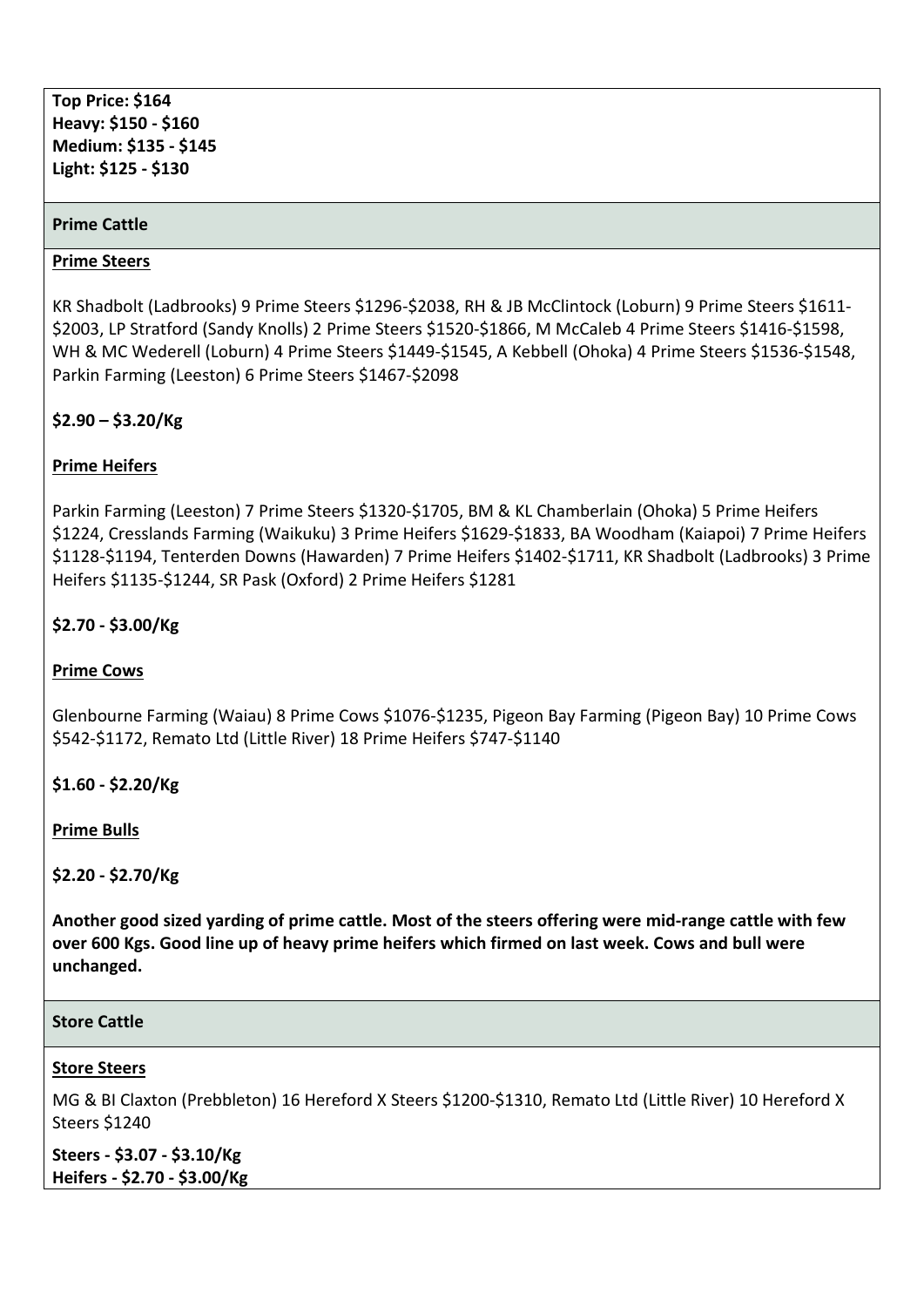**Top Price: $164**
**Heavy: $150 - $160**
**Medium: $135 - $145**
**Light: $125 - $130**

## Prime Cattle

### Prime Steers

KR Shadbolt (Ladbrooks) 9 Prime Steers $1296-$2038, RH & JB McClintock (Loburn) 9 Prime Steers $1611-$2003, LP Stratford (Sandy Knolls) 2 Prime Steers $1520-$1866, M McCaleb 4 Prime Steers $1416-$1598, WH & MC Wederell (Loburn) 4 Prime Steers $1449-$1545, A Kebbell (Ohoka) 4 Prime Steers $1536-$1548, Parkin Farming (Leeston) 6 Prime Steers $1467-$2098

**$2.90 – $3.20/Kg**

### Prime Heifers

Parkin Farming (Leeston) 7 Prime Steers $1320-$1705, BM & KL Chamberlain (Ohoka) 5 Prime Heifers $1224, Cresslands Farming (Waikuku) 3 Prime Heifers $1629-$1833, BA Woodham (Kaiapoi) 7 Prime Heifers $1128-$1194, Tenterden Downs (Hawarden) 7 Prime Heifers $1402-$1711, KR Shadbolt (Ladbrooks) 3 Prime Heifers $1135-$1244, SR Pask (Oxford) 2 Prime Heifers $1281

**$2.70 - $3.00/Kg**

### Prime Cows

Glenbourne Farming (Waiau) 8 Prime Cows $1076-$1235, Pigeon Bay Farming (Pigeon Bay) 10 Prime Cows $542-$1172, Remato Ltd (Little River) 18 Prime Heifers $747-$1140

**$1.60 - $2.20/Kg**

### Prime Bulls

**$2.20 - $2.70/Kg**

**Another good sized yarding of prime cattle. Most of the steers offering were mid-range cattle with few over 600 Kgs. Good line up of heavy prime heifers which firmed on last week. Cows and bull were unchanged.**

## Store Cattle

### Store Steers

MG & BI Claxton (Prebbleton) 16 Hereford X Steers $1200-$1310, Remato Ltd (Little River) 10 Hereford X Steers $1240

**Steers - $3.07 - $3.10/Kg**
**Heifers - $2.70 - $3.00/Kg**